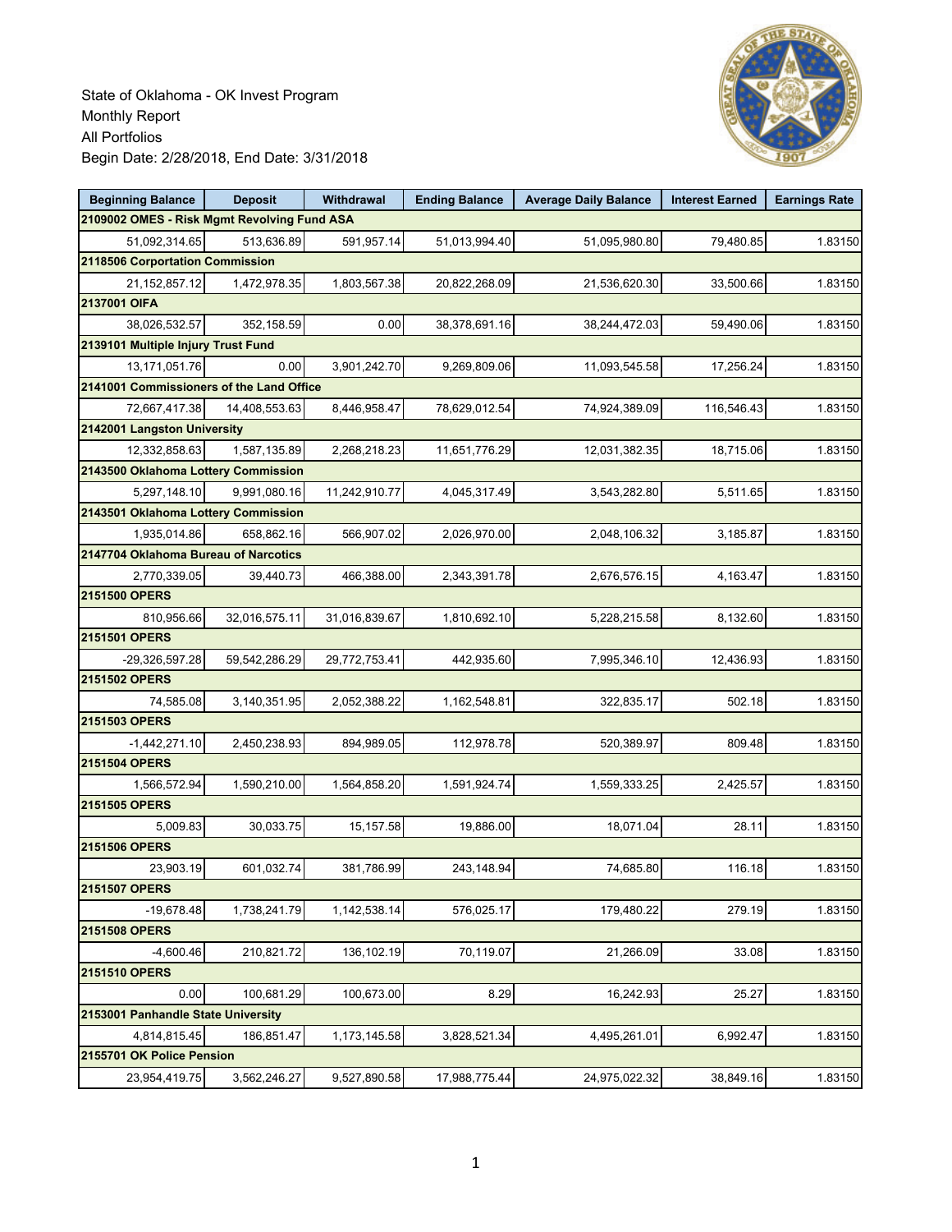State of Oklahoma - OK Invest Program
Monthly Report
All Portfolios
Begin Date: 2/28/2018, End Date: 3/31/2018

| Beginning Balance | Deposit | Withdrawal | Ending Balance | Average Daily Balance | Interest Earned | Earnings Rate |
|---|---|---|---|---|---|---|
| **2109002 OMES - Risk Mgmt Revolving Fund ASA** | | | | | | |
| 51,092,314.65 | 513,636.89 | 591,957.14 | 51,013,994.40 | 51,095,980.80 | 79,480.85 | 1.83150 |
| **2118506 Corportation Commission** | | | | | | |
| 21,152,857.12 | 1,472,978.35 | 1,803,567.38 | 20,822,268.09 | 21,536,620.30 | 33,500.66 | 1.83150 |
| **2137001 OIFA** | | | | | | |
| 38,026,532.57 | 352,158.59 | 0.00 | 38,378,691.16 | 38,244,472.03 | 59,490.06 | 1.83150 |
| **2139101 Multiple Injury Trust Fund** | | | | | | |
| 13,171,051.76 | 0.00 | 3,901,242.70 | 9,269,809.06 | 11,093,545.58 | 17,256.24 | 1.83150 |
| **2141001 Commissioners of the Land Office** | | | | | | |
| 72,667,417.38 | 14,408,553.63 | 8,446,958.47 | 78,629,012.54 | 74,924,389.09 | 116,546.43 | 1.83150 |
| **2142001 Langston University** | | | | | | |
| 12,332,858.63 | 1,587,135.89 | 2,268,218.23 | 11,651,776.29 | 12,031,382.35 | 18,715.06 | 1.83150 |
| **2143500 Oklahoma Lottery Commission** | | | | | | |
| 5,297,148.10 | 9,991,080.16 | 11,242,910.77 | 4,045,317.49 | 3,543,282.80 | 5,511.65 | 1.83150 |
| **2143501 Oklahoma Lottery Commission** | | | | | | |
| 1,935,014.86 | 658,862.16 | 566,907.02 | 2,026,970.00 | 2,048,106.32 | 3,185.87 | 1.83150 |
| **2147704 Oklahoma Bureau of Narcotics** | | | | | | |
| 2,770,339.05 | 39,440.73 | 466,388.00 | 2,343,391.78 | 2,676,576.15 | 4,163.47 | 1.83150 |
| **2151500 OPERS** | | | | | | |
| 810,956.66 | 32,016,575.11 | 31,016,839.67 | 1,810,692.10 | 5,228,215.58 | 8,132.60 | 1.83150 |
| **2151501 OPERS** | | | | | | |
| -29,326,597.28 | 59,542,286.29 | 29,772,753.41 | 442,935.60 | 7,995,346.10 | 12,436.93 | 1.83150 |
| **2151502 OPERS** | | | | | | |
| 74,585.08 | 3,140,351.95 | 2,052,388.22 | 1,162,548.81 | 322,835.17 | 502.18 | 1.83150 |
| **2151503 OPERS** | | | | | | |
| -1,442,271.10 | 2,450,238.93 | 894,989.05 | 112,978.78 | 520,389.97 | 809.48 | 1.83150 |
| **2151504 OPERS** | | | | | | |
| 1,566,572.94 | 1,590,210.00 | 1,564,858.20 | 1,591,924.74 | 1,559,333.25 | 2,425.57 | 1.83150 |
| **2151505 OPERS** | | | | | | |
| 5,009.83 | 30,033.75 | 15,157.58 | 19,886.00 | 18,071.04 | 28.11 | 1.83150 |
| **2151506 OPERS** | | | | | | |
| 23,903.19 | 601,032.74 | 381,786.99 | 243,148.94 | 74,685.80 | 116.18 | 1.83150 |
| **2151507 OPERS** | | | | | | |
| -19,678.48 | 1,738,241.79 | 1,142,538.14 | 576,025.17 | 179,480.22 | 279.19 | 1.83150 |
| **2151508 OPERS** | | | | | | |
| -4,600.46 | 210,821.72 | 136,102.19 | 70,119.07 | 21,266.09 | 33.08 | 1.83150 |
| **2151510 OPERS** | | | | | | |
| 0.00 | 100,681.29 | 100,673.00 | 8.29 | 16,242.93 | 25.27 | 1.83150 |
| **2153001 Panhandle State University** | | | | | | |
| 4,814,815.45 | 186,851.47 | 1,173,145.58 | 3,828,521.34 | 4,495,261.01 | 6,992.47 | 1.83150 |
| **2155701 OK Police Pension** | | | | | | |
| 23,954,419.75 | 3,562,246.27 | 9,527,890.58 | 17,988,775.44 | 24,975,022.32 | 38,849.16 | 1.83150 |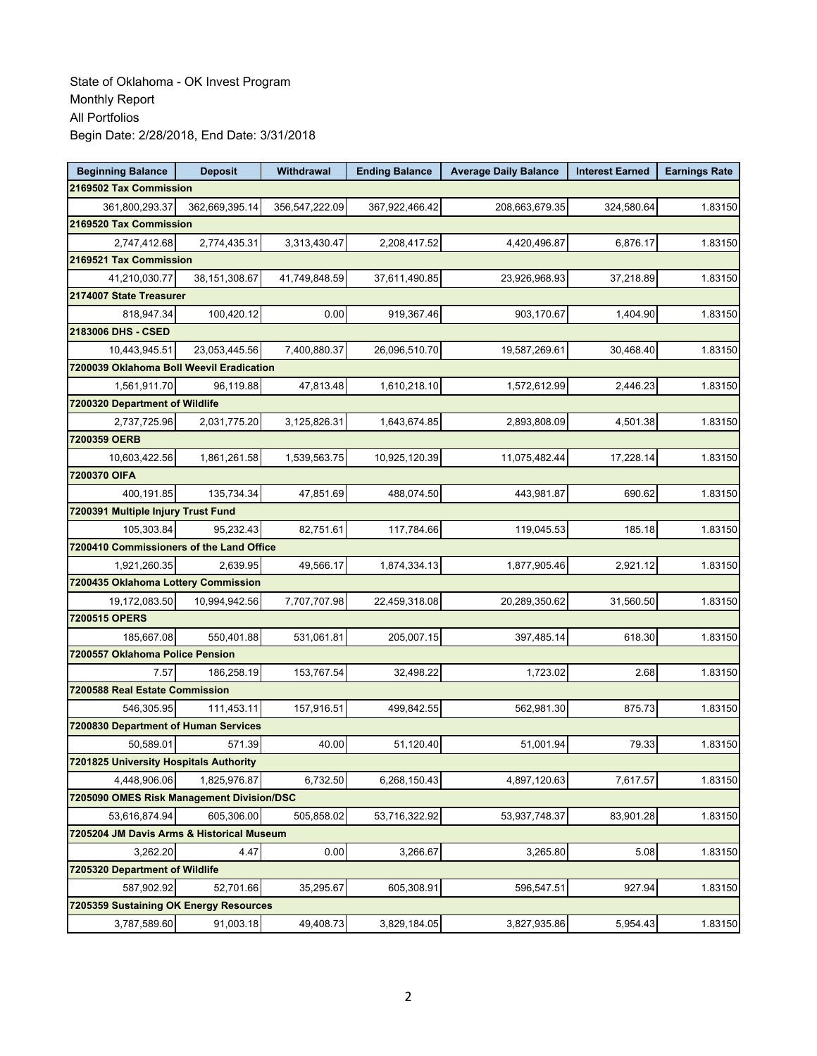State of Oklahoma - OK Invest Program
Monthly Report
All Portfolios
Begin Date: 2/28/2018, End Date: 3/31/2018

| Beginning Balance | Deposit | Withdrawal | Ending Balance | Average Daily Balance | Interest Earned | Earnings Rate |
|---|---|---|---|---|---|---|
| **2169502 Tax Commission** | | | | | | |
| 361,800,293.37 | 362,669,395.14 | 356,547,222.09 | 367,922,466.42 | 208,663,679.35 | 324,580.64 | 1.83150 |
| **2169520 Tax Commission** | | | | | | |
| 2,747,412.68 | 2,774,435.31 | 3,313,430.47 | 2,208,417.52 | 4,420,496.87 | 6,876.17 | 1.83150 |
| **2169521 Tax Commission** | | | | | | |
| 41,210,030.77 | 38,151,308.67 | 41,749,848.59 | 37,611,490.85 | 23,926,968.93 | 37,218.89 | 1.83150 |
| **2174007 State Treasurer** | | | | | | |
| 818,947.34 | 100,420.12 | 0.00 | 919,367.46 | 903,170.67 | 1,404.90 | 1.83150 |
| **2183006 DHS - CSED** | | | | | | |
| 10,443,945.51 | 23,053,445.56 | 7,400,880.37 | 26,096,510.70 | 19,587,269.61 | 30,468.40 | 1.83150 |
| **7200039 Oklahoma Boll Weevil Eradication** | | | | | | |
| 1,561,911.70 | 96,119.88 | 47,813.48 | 1,610,218.10 | 1,572,612.99 | 2,446.23 | 1.83150 |
| **7200320 Department of Wildlife** | | | | | | |
| 2,737,725.96 | 2,031,775.20 | 3,125,826.31 | 1,643,674.85 | 2,893,808.09 | 4,501.38 | 1.83150 |
| **7200359 OERB** | | | | | | |
| 10,603,422.56 | 1,861,261.58 | 1,539,563.75 | 10,925,120.39 | 11,075,482.44 | 17,228.14 | 1.83150 |
| **7200370 OIFA** | | | | | | |
| 400,191.85 | 135,734.34 | 47,851.69 | 488,074.50 | 443,981.87 | 690.62 | 1.83150 |
| **7200391 Multiple Injury Trust Fund** | | | | | | |
| 105,303.84 | 95,232.43 | 82,751.61 | 117,784.66 | 119,045.53 | 185.18 | 1.83150 |
| **7200410 Commissioners of the Land Office** | | | | | | |
| 1,921,260.35 | 2,639.95 | 49,566.17 | 1,874,334.13 | 1,877,905.46 | 2,921.12 | 1.83150 |
| **7200435 Oklahoma Lottery Commission** | | | | | | |
| 19,172,083.50 | 10,994,942.56 | 7,707,707.98 | 22,459,318.08 | 20,289,350.62 | 31,560.50 | 1.83150 |
| **7200515 OPERS** | | | | | | |
| 185,667.08 | 550,401.88 | 531,061.81 | 205,007.15 | 397,485.14 | 618.30 | 1.83150 |
| **7200557 Oklahoma Police Pension** | | | | | | |
| 7.57 | 186,258.19 | 153,767.54 | 32,498.22 | 1,723.02 | 2.68 | 1.83150 |
| **7200588 Real Estate Commission** | | | | | | |
| 546,305.95 | 111,453.11 | 157,916.51 | 499,842.55 | 562,981.30 | 875.73 | 1.83150 |
| **7200830 Department of Human Services** | | | | | | |
| 50,589.01 | 571.39 | 40.00 | 51,120.40 | 51,001.94 | 79.33 | 1.83150 |
| **7201825 University Hospitals Authority** | | | | | | |
| 4,448,906.06 | 1,825,976.87 | 6,732.50 | 6,268,150.43 | 4,897,120.63 | 7,617.57 | 1.83150 |
| **7205090 OMES Risk Management Division/DSC** | | | | | | |
| 53,616,874.94 | 605,306.00 | 505,858.02 | 53,716,322.92 | 53,937,748.37 | 83,901.28 | 1.83150 |
| **7205204 JM Davis Arms & Historical Museum** | | | | | | |
| 3,262.20 | 4.47 | 0.00 | 3,266.67 | 3,265.80 | 5.08 | 1.83150 |
| **7205320 Department of Wildlife** | | | | | | |
| 587,902.92 | 52,701.66 | 35,295.67 | 605,308.91 | 596,547.51 | 927.94 | 1.83150 |
| **7205359 Sustaining OK Energy Resources** | | | | | | |
| 3,787,589.60 | 91,003.18 | 49,408.73 | 3,829,184.05 | 3,827,935.86 | 5,954.43 | 1.83150 |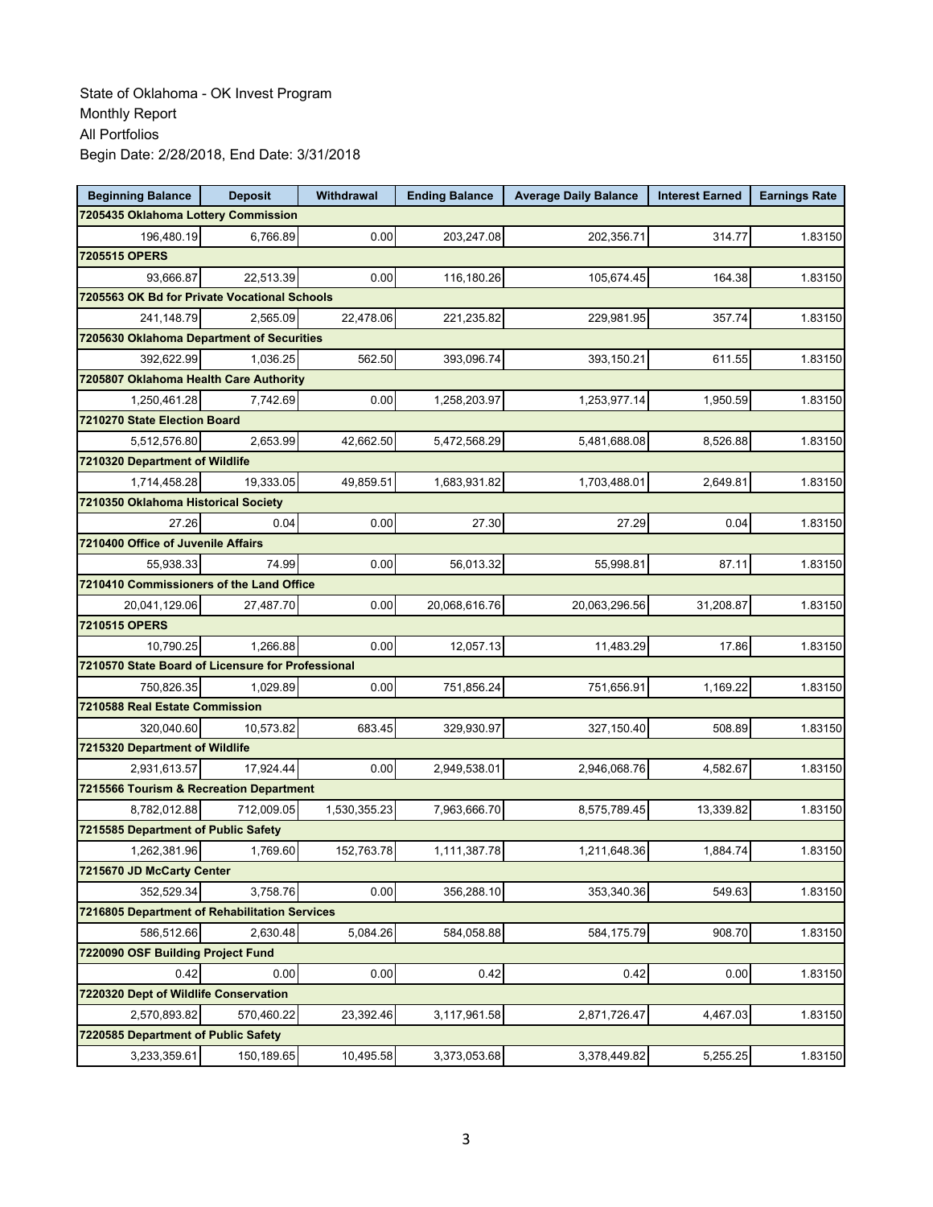State of Oklahoma - OK Invest Program
Monthly Report
All Portfolios
Begin Date: 2/28/2018, End Date: 3/31/2018

| Beginning Balance | Deposit | Withdrawal | Ending Balance | Average Daily Balance | Interest Earned | Earnings Rate |
|---|---|---|---|---|---|---|
| **7205435 Oklahoma Lottery Commission** | | | | | | |
| 196,480.19 | 6,766.89 | 0.00 | 203,247.08 | 202,356.71 | 314.77 | 1.83150 |
| **7205515 OPERS** | | | | | | |
| 93,666.87 | 22,513.39 | 0.00 | 116,180.26 | 105,674.45 | 164.38 | 1.83150 |
| **7205563 OK Bd for Private Vocational Schools** | | | | | | |
| 241,148.79 | 2,565.09 | 22,478.06 | 221,235.82 | 229,981.95 | 357.74 | 1.83150 |
| **7205630 Oklahoma Department of Securities** | | | | | | |
| 392,622.99 | 1,036.25 | 562.50 | 393,096.74 | 393,150.21 | 611.55 | 1.83150 |
| **7205807 Oklahoma Health Care Authority** | | | | | | |
| 1,250,461.28 | 7,742.69 | 0.00 | 1,258,203.97 | 1,253,977.14 | 1,950.59 | 1.83150 |
| **7210270 State Election Board** | | | | | | |
| 5,512,576.80 | 2,653.99 | 42,662.50 | 5,472,568.29 | 5,481,688.08 | 8,526.88 | 1.83150 |
| **7210320 Department of Wildlife** | | | | | | |
| 1,714,458.28 | 19,333.05 | 49,859.51 | 1,683,931.82 | 1,703,488.01 | 2,649.81 | 1.83150 |
| **7210350 Oklahoma Historical Society** | | | | | | |
| 27.26 | 0.04 | 0.00 | 27.30 | 27.29 | 0.04 | 1.83150 |
| **7210400 Office of Juvenile Affairs** | | | | | | |
| 55,938.33 | 74.99 | 0.00 | 56,013.32 | 55,998.81 | 87.11 | 1.83150 |
| **7210410 Commissioners of the Land Office** | | | | | | |
| 20,041,129.06 | 27,487.70 | 0.00 | 20,068,616.76 | 20,063,296.56 | 31,208.87 | 1.83150 |
| **7210515 OPERS** | | | | | | |
| 10,790.25 | 1,266.88 | 0.00 | 12,057.13 | 11,483.29 | 17.86 | 1.83150 |
| **7210570 State Board of Licensure for Professional** | | | | | | |
| 750,826.35 | 1,029.89 | 0.00 | 751,856.24 | 751,656.91 | 1,169.22 | 1.83150 |
| **7210588 Real Estate Commission** | | | | | | |
| 320,040.60 | 10,573.82 | 683.45 | 329,930.97 | 327,150.40 | 508.89 | 1.83150 |
| **7215320 Department of Wildlife** | | | | | | |
| 2,931,613.57 | 17,924.44 | 0.00 | 2,949,538.01 | 2,946,068.76 | 4,582.67 | 1.83150 |
| **7215566 Tourism & Recreation Department** | | | | | | |
| 8,782,012.88 | 712,009.05 | 1,530,355.23 | 7,963,666.70 | 8,575,789.45 | 13,339.82 | 1.83150 |
| **7215585 Department of Public Safety** | | | | | | |
| 1,262,381.96 | 1,769.60 | 152,763.78 | 1,111,387.78 | 1,211,648.36 | 1,884.74 | 1.83150 |
| **7215670 JD McCarty Center** | | | | | | |
| 352,529.34 | 3,758.76 | 0.00 | 356,288.10 | 353,340.36 | 549.63 | 1.83150 |
| **7216805 Department of Rehabilitation Services** | | | | | | |
| 586,512.66 | 2,630.48 | 5,084.26 | 584,058.88 | 584,175.79 | 908.70 | 1.83150 |
| **7220090 OSF Building Project Fund** | | | | | | |
| 0.42 | 0.00 | 0.00 | 0.42 | 0.42 | 0.00 | 1.83150 |
| **7220320 Dept of Wildlife Conservation** | | | | | | |
| 2,570,893.82 | 570,460.22 | 23,392.46 | 3,117,961.58 | 2,871,726.47 | 4,467.03 | 1.83150 |
| **7220585 Department of Public Safety** | | | | | | |
| 3,233,359.61 | 150,189.65 | 10,495.58 | 3,373,053.68 | 3,378,449.82 | 5,255.25 | 1.83150 |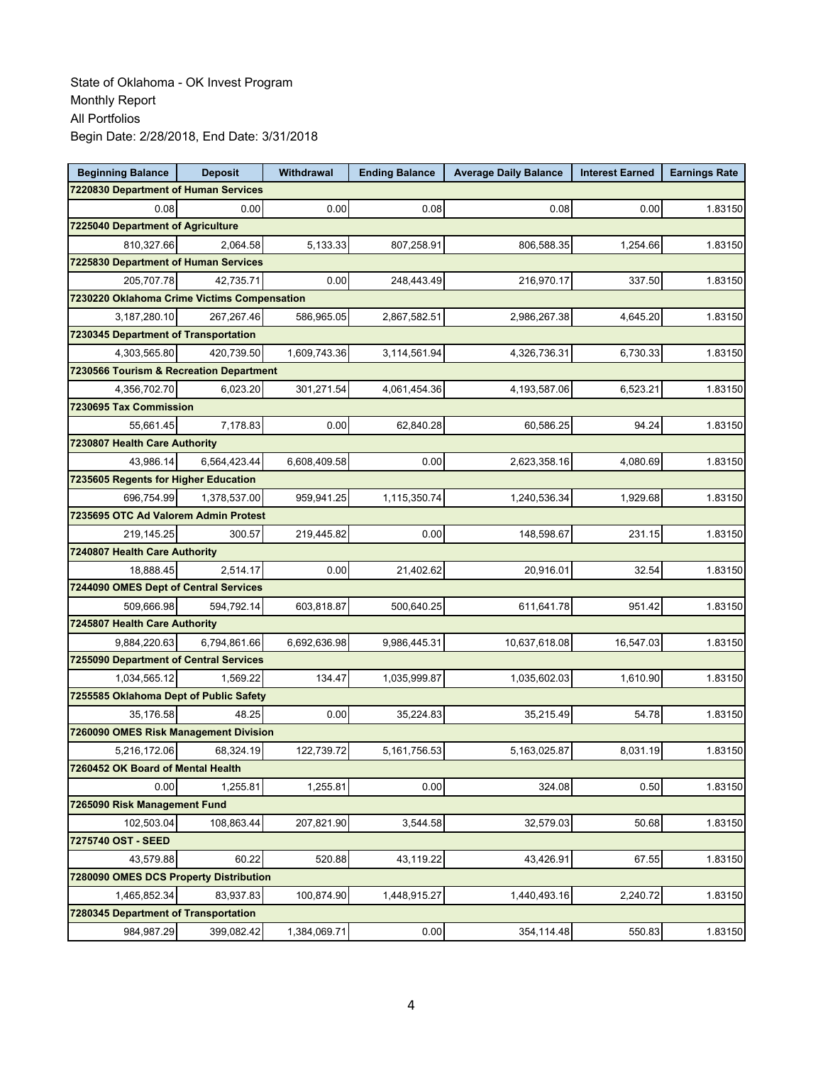State of Oklahoma - OK Invest Program
Monthly Report
All Portfolios
Begin Date: 2/28/2018, End Date: 3/31/2018

| Beginning Balance | Deposit | Withdrawal | Ending Balance | Average Daily Balance | Interest Earned | Earnings Rate |
|---|---|---|---|---|---|---|
| **7220830 Department of Human Services** | | | | | | |
| 0.08 | 0.00 | 0.00 | 0.08 | 0.08 | 0.00 | 1.83150 |
| **7225040 Department of Agriculture** | | | | | | |
| 810,327.66 | 2,064.58 | 5,133.33 | 807,258.91 | 806,588.35 | 1,254.66 | 1.83150 |
| **7225830 Department of Human Services** | | | | | | |
| 205,707.78 | 42,735.71 | 0.00 | 248,443.49 | 216,970.17 | 337.50 | 1.83150 |
| **7230220 Oklahoma Crime Victims Compensation** | | | | | | |
| 3,187,280.10 | 267,267.46 | 586,965.05 | 2,867,582.51 | 2,986,267.38 | 4,645.20 | 1.83150 |
| **7230345 Department of Transportation** | | | | | | |
| 4,303,565.80 | 420,739.50 | 1,609,743.36 | 3,114,561.94 | 4,326,736.31 | 6,730.33 | 1.83150 |
| **7230566 Tourism & Recreation Department** | | | | | | |
| 4,356,702.70 | 6,023.20 | 301,271.54 | 4,061,454.36 | 4,193,587.06 | 6,523.21 | 1.83150 |
| **7230695 Tax Commission** | | | | | | |
| 55,661.45 | 7,178.83 | 0.00 | 62,840.28 | 60,586.25 | 94.24 | 1.83150 |
| **7230807 Health Care Authority** | | | | | | |
| 43,986.14 | 6,564,423.44 | 6,608,409.58 | 0.00 | 2,623,358.16 | 4,080.69 | 1.83150 |
| **7235605 Regents for Higher Education** | | | | | | |
| 696,754.99 | 1,378,537.00 | 959,941.25 | 1,115,350.74 | 1,240,536.34 | 1,929.68 | 1.83150 |
| **7235695 OTC Ad Valorem Admin Protest** | | | | | | |
| 219,145.25 | 300.57 | 219,445.82 | 0.00 | 148,598.67 | 231.15 | 1.83150 |
| **7240807 Health Care Authority** | | | | | | |
| 18,888.45 | 2,514.17 | 0.00 | 21,402.62 | 20,916.01 | 32.54 | 1.83150 |
| **7244090 OMES Dept of Central Services** | | | | | | |
| 509,666.98 | 594,792.14 | 603,818.87 | 500,640.25 | 611,641.78 | 951.42 | 1.83150 |
| **7245807 Health Care Authority** | | | | | | |
| 9,884,220.63 | 6,794,861.66 | 6,692,636.98 | 9,986,445.31 | 10,637,618.08 | 16,547.03 | 1.83150 |
| **7255090 Department of Central Services** | | | | | | |
| 1,034,565.12 | 1,569.22 | 134.47 | 1,035,999.87 | 1,035,602.03 | 1,610.90 | 1.83150 |
| **7255585 Oklahoma Dept of Public Safety** | | | | | | |
| 35,176.58 | 48.25 | 0.00 | 35,224.83 | 35,215.49 | 54.78 | 1.83150 |
| **7260090 OMES Risk Management Division** | | | | | | |
| 5,216,172.06 | 68,324.19 | 122,739.72 | 5,161,756.53 | 5,163,025.87 | 8,031.19 | 1.83150 |
| **7260452 OK Board of Mental Health** | | | | | | |
| 0.00 | 1,255.81 | 1,255.81 | 0.00 | 324.08 | 0.50 | 1.83150 |
| **7265090 Risk Management Fund** | | | | | | |
| 102,503.04 | 108,863.44 | 207,821.90 | 3,544.58 | 32,579.03 | 50.68 | 1.83150 |
| **7275740 OST - SEED** | | | | | | |
| 43,579.88 | 60.22 | 520.88 | 43,119.22 | 43,426.91 | 67.55 | 1.83150 |
| **7280090 OMES DCS Property Distribution** | | | | | | |
| 1,465,852.34 | 83,937.83 | 100,874.90 | 1,448,915.27 | 1,440,493.16 | 2,240.72 | 1.83150 |
| **7280345 Department of Transportation** | | | | | | |
| 984,987.29 | 399,082.42 | 1,384,069.71 | 0.00 | 354,114.48 | 550.83 | 1.83150 |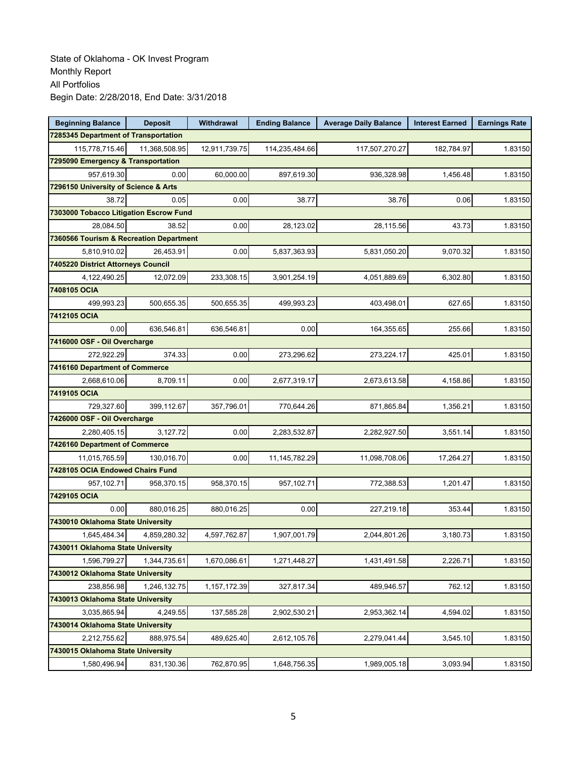State of Oklahoma - OK Invest Program
Monthly Report
All Portfolios
Begin Date: 2/28/2018, End Date: 3/31/2018

| Beginning Balance | Deposit | Withdrawal | Ending Balance | Average Daily Balance | Interest Earned | Earnings Rate |
|---|---|---|---|---|---|---|
| **7285345 Department of Transportation** | | | | | | |
| 115,778,715.46 | 11,368,508.95 | 12,911,739.75 | 114,235,484.66 | 117,507,270.27 | 182,784.97 | 1.83150 |
| **7295090 Emergency & Transportation** | | | | | | |
| 957,619.30 | 0.00 | 60,000.00 | 897,619.30 | 936,328.98 | 1,456.48 | 1.83150 |
| **7296150 University of Science & Arts** | | | | | | |
| 38.72 | 0.05 | 0.00 | 38.77 | 38.76 | 0.06 | 1.83150 |
| **7303000 Tobacco Litigation Escrow Fund** | | | | | | |
| 28,084.50 | 38.52 | 0.00 | 28,123.02 | 28,115.56 | 43.73 | 1.83150 |
| **7360566 Tourism & Recreation Department** | | | | | | |
| 5,810,910.02 | 26,453.91 | 0.00 | 5,837,363.93 | 5,831,050.20 | 9,070.32 | 1.83150 |
| **7405220 District Attorneys Council** | | | | | | |
| 4,122,490.25 | 12,072.09 | 233,308.15 | 3,901,254.19 | 4,051,889.69 | 6,302.80 | 1.83150 |
| **7408105 OCIA** | | | | | | |
| 499,993.23 | 500,655.35 | 500,655.35 | 499,993.23 | 403,498.01 | 627.65 | 1.83150 |
| **7412105 OCIA** | | | | | | |
| 0.00 | 636,546.81 | 636,546.81 | 0.00 | 164,355.65 | 255.66 | 1.83150 |
| **7416000 OSF - Oil Overcharge** | | | | | | |
| 272,922.29 | 374.33 | 0.00 | 273,296.62 | 273,224.17 | 425.01 | 1.83150 |
| **7416160 Department of Commerce** | | | | | | |
| 2,668,610.06 | 8,709.11 | 0.00 | 2,677,319.17 | 2,673,613.58 | 4,158.86 | 1.83150 |
| **7419105 OCIA** | | | | | | |
| 729,327.60 | 399,112.67 | 357,796.01 | 770,644.26 | 871,865.84 | 1,356.21 | 1.83150 |
| **7426000 OSF - Oil Overcharge** | | | | | | |
| 2,280,405.15 | 3,127.72 | 0.00 | 2,283,532.87 | 2,282,927.50 | 3,551.14 | 1.83150 |
| **7426160 Department of Commerce** | | | | | | |
| 11,015,765.59 | 130,016.70 | 0.00 | 11,145,782.29 | 11,098,708.06 | 17,264.27 | 1.83150 |
| **7428105 OCIA Endowed Chairs Fund** | | | | | | |
| 957,102.71 | 958,370.15 | 958,370.15 | 957,102.71 | 772,388.53 | 1,201.47 | 1.83150 |
| **7429105 OCIA** | | | | | | |
| 0.00 | 880,016.25 | 880,016.25 | 0.00 | 227,219.18 | 353.44 | 1.83150 |
| **7430010 Oklahoma State University** | | | | | | |
| 1,645,484.34 | 4,859,280.32 | 4,597,762.87 | 1,907,001.79 | 2,044,801.26 | 3,180.73 | 1.83150 |
| **7430011 Oklahoma State University** | | | | | | |
| 1,596,799.27 | 1,344,735.61 | 1,670,086.61 | 1,271,448.27 | 1,431,491.58 | 2,226.71 | 1.83150 |
| **7430012 Oklahoma State University** | | | | | | |
| 238,856.98 | 1,246,132.75 | 1,157,172.39 | 327,817.34 | 489,946.57 | 762.12 | 1.83150 |
| **7430013 Oklahoma State University** | | | | | | |
| 3,035,865.94 | 4,249.55 | 137,585.28 | 2,902,530.21 | 2,953,362.14 | 4,594.02 | 1.83150 |
| **7430014 Oklahoma State University** | | | | | | |
| 2,212,755.62 | 888,975.54 | 489,625.40 | 2,612,105.76 | 2,279,041.44 | 3,545.10 | 1.83150 |
| **7430015 Oklahoma State University** | | | | | | |
| 1,580,496.94 | 831,130.36 | 762,870.95 | 1,648,756.35 | 1,989,005.18 | 3,093.94 | 1.83150 |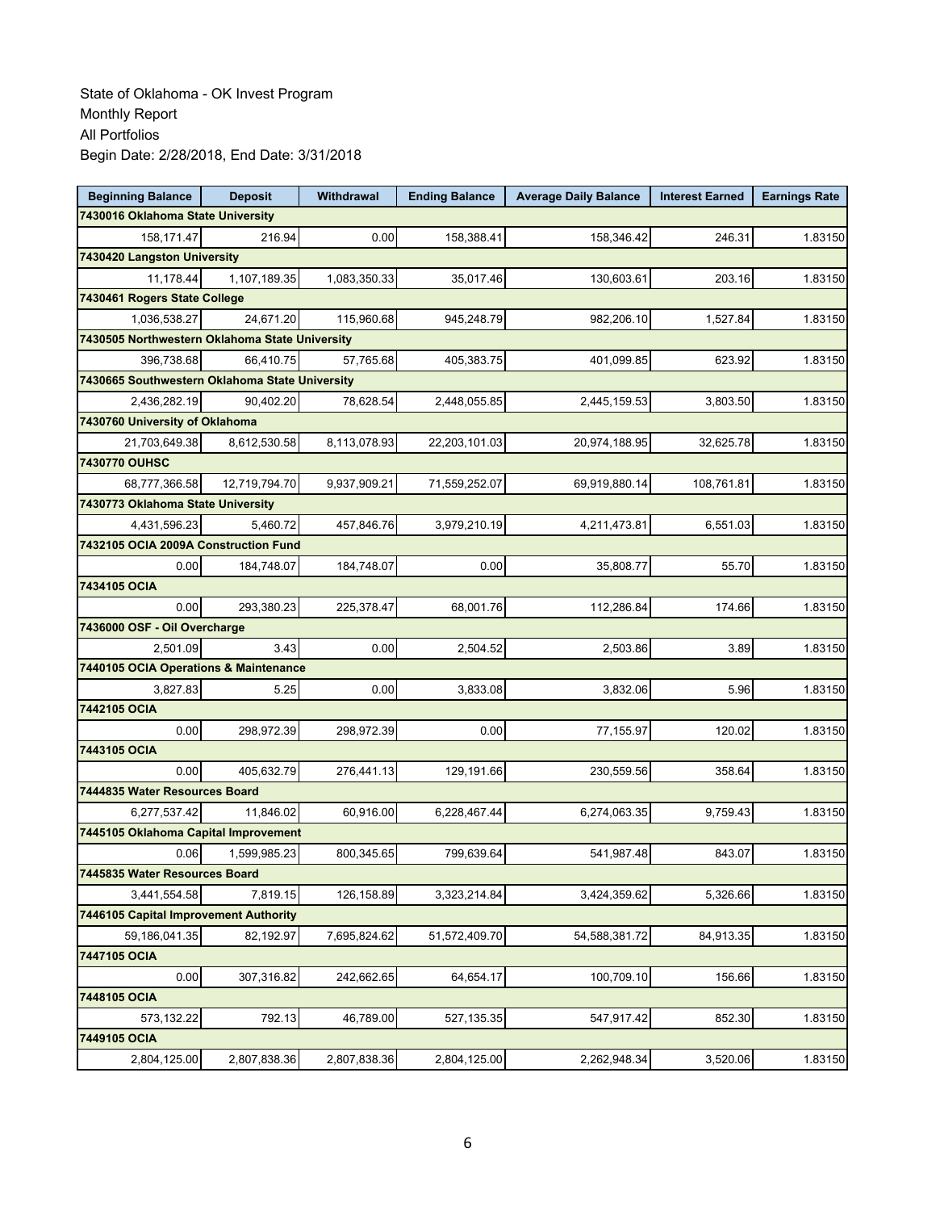State of Oklahoma - OK Invest Program
Monthly Report
All Portfolios
Begin Date: 2/28/2018, End Date: 3/31/2018

| Beginning Balance | Deposit | Withdrawal | Ending Balance | Average Daily Balance | Interest Earned | Earnings Rate |
|---|---|---|---|---|---|---|
| **7430016 Oklahoma State University** | | | | | | |
| 158,171.47 | 216.94 | 0.00 | 158,388.41 | 158,346.42 | 246.31 | 1.83150 |
| **7430420 Langston University** | | | | | | |
| 11,178.44 | 1,107,189.35 | 1,083,350.33 | 35,017.46 | 130,603.61 | 203.16 | 1.83150 |
| **7430461 Rogers State College** | | | | | | |
| 1,036,538.27 | 24,671.20 | 115,960.68 | 945,248.79 | 982,206.10 | 1,527.84 | 1.83150 |
| **7430505 Northwestern Oklahoma State University** | | | | | | |
| 396,738.68 | 66,410.75 | 57,765.68 | 405,383.75 | 401,099.85 | 623.92 | 1.83150 |
| **7430665 Southwestern Oklahoma State University** | | | | | | |
| 2,436,282.19 | 90,402.20 | 78,628.54 | 2,448,055.85 | 2,445,159.53 | 3,803.50 | 1.83150 |
| **7430760 University of Oklahoma** | | | | | | |
| 21,703,649.38 | 8,612,530.58 | 8,113,078.93 | 22,203,101.03 | 20,974,188.95 | 32,625.78 | 1.83150 |
| **7430770 OUHSC** | | | | | | |
| 68,777,366.58 | 12,719,794.70 | 9,937,909.21 | 71,559,252.07 | 69,919,880.14 | 108,761.81 | 1.83150 |
| **7430773 Oklahoma State University** | | | | | | |
| 4,431,596.23 | 5,460.72 | 457,846.76 | 3,979,210.19 | 4,211,473.81 | 6,551.03 | 1.83150 |
| **7432105 OCIA 2009A Construction Fund** | | | | | | |
| 0.00 | 184,748.07 | 184,748.07 | 0.00 | 35,808.77 | 55.70 | 1.83150 |
| **7434105 OCIA** | | | | | | |
| 0.00 | 293,380.23 | 225,378.47 | 68,001.76 | 112,286.84 | 174.66 | 1.83150 |
| **7436000 OSF - Oil Overcharge** | | | | | | |
| 2,501.09 | 3.43 | 0.00 | 2,504.52 | 2,503.86 | 3.89 | 1.83150 |
| **7440105 OCIA Operations & Maintenance** | | | | | | |
| 3,827.83 | 5.25 | 0.00 | 3,833.08 | 3,832.06 | 5.96 | 1.83150 |
| **7442105 OCIA** | | | | | | |
| 0.00 | 298,972.39 | 298,972.39 | 0.00 | 77,155.97 | 120.02 | 1.83150 |
| **7443105 OCIA** | | | | | | |
| 0.00 | 405,632.79 | 276,441.13 | 129,191.66 | 230,559.56 | 358.64 | 1.83150 |
| **7444835 Water Resources Board** | | | | | | |
| 6,277,537.42 | 11,846.02 | 60,916.00 | 6,228,467.44 | 6,274,063.35 | 9,759.43 | 1.83150 |
| **7445105 Oklahoma Capital Improvement** | | | | | | |
| 0.06 | 1,599,985.23 | 800,345.65 | 799,639.64 | 541,987.48 | 843.07 | 1.83150 |
| **7445835 Water Resources Board** | | | | | | |
| 3,441,554.58 | 7,819.15 | 126,158.89 | 3,323,214.84 | 3,424,359.62 | 5,326.66 | 1.83150 |
| **7446105 Capital Improvement Authority** | | | | | | |
| 59,186,041.35 | 82,192.97 | 7,695,824.62 | 51,572,409.70 | 54,588,381.72 | 84,913.35 | 1.83150 |
| **7447105 OCIA** | | | | | | |
| 0.00 | 307,316.82 | 242,662.65 | 64,654.17 | 100,709.10 | 156.66 | 1.83150 |
| **7448105 OCIA** | | | | | | |
| 573,132.22 | 792.13 | 46,789.00 | 527,135.35 | 547,917.42 | 852.30 | 1.83150 |
| **7449105 OCIA** | | | | | | |
| 2,804,125.00 | 2,807,838.36 | 2,807,838.36 | 2,804,125.00 | 2,262,948.34 | 3,520.06 | 1.83150 |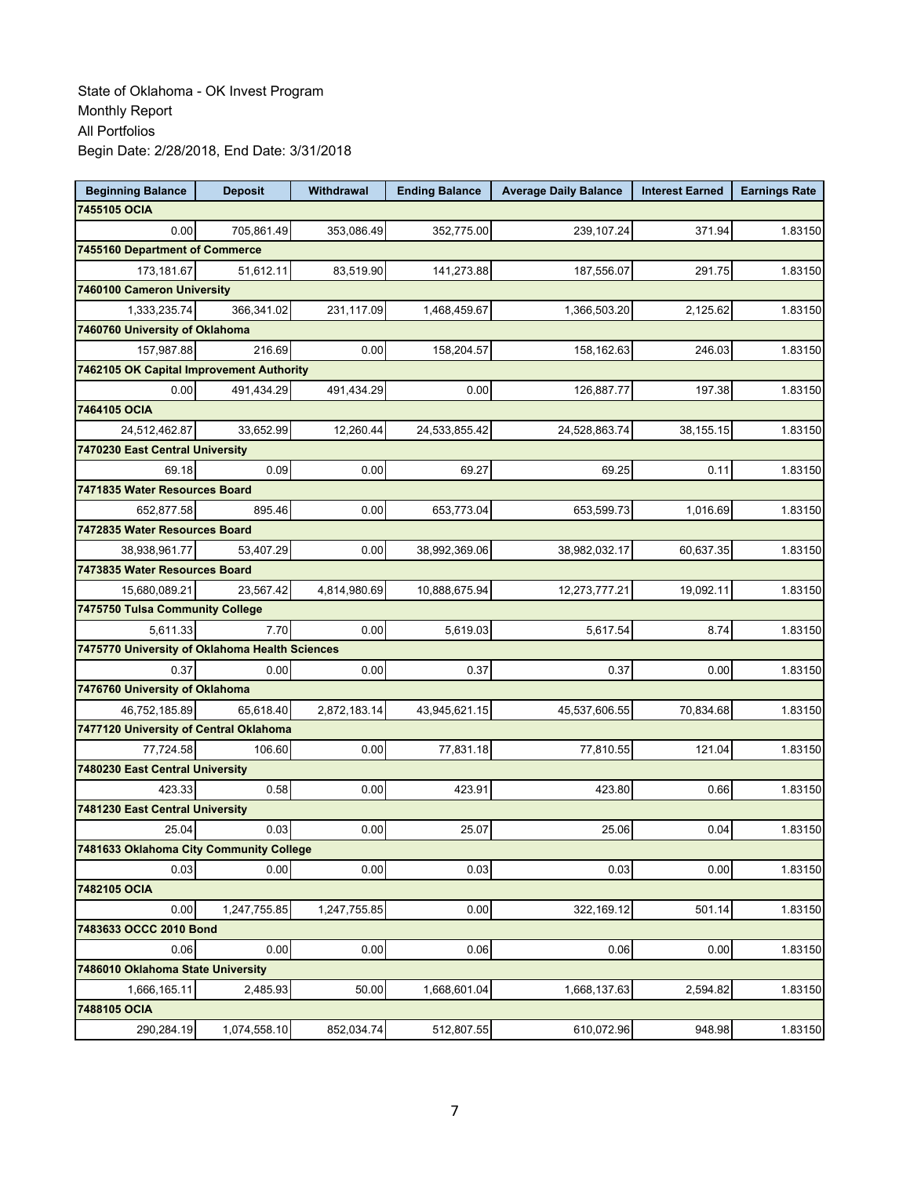State of Oklahoma - OK Invest Program
Monthly Report
All Portfolios
Begin Date: 2/28/2018, End Date: 3/31/2018

| Beginning Balance | Deposit | Withdrawal | Ending Balance | Average Daily Balance | Interest Earned | Earnings Rate |
|---|---|---|---|---|---|---|
| **7455105 OCIA** | | | | | | |
| 0.00 | 705,861.49 | 353,086.49 | 352,775.00 | 239,107.24 | 371.94 | 1.83150 |
| **7455160 Department of Commerce** | | | | | | |
| 173,181.67 | 51,612.11 | 83,519.90 | 141,273.88 | 187,556.07 | 291.75 | 1.83150 |
| **7460100 Cameron University** | | | | | | |
| 1,333,235.74 | 366,341.02 | 231,117.09 | 1,468,459.67 | 1,366,503.20 | 2,125.62 | 1.83150 |
| **7460760 University of Oklahoma** | | | | | | |
| 157,987.88 | 216.69 | 0.00 | 158,204.57 | 158,162.63 | 246.03 | 1.83150 |
| **7462105 OK Capital Improvement Authority** | | | | | | |
| 0.00 | 491,434.29 | 491,434.29 | 0.00 | 126,887.77 | 197.38 | 1.83150 |
| **7464105 OCIA** | | | | | | |
| 24,512,462.87 | 33,652.99 | 12,260.44 | 24,533,855.42 | 24,528,863.74 | 38,155.15 | 1.83150 |
| **7470230 East Central University** | | | | | | |
| 69.18 | 0.09 | 0.00 | 69.27 | 69.25 | 0.11 | 1.83150 |
| **7471835 Water Resources Board** | | | | | | |
| 652,877.58 | 895.46 | 0.00 | 653,773.04 | 653,599.73 | 1,016.69 | 1.83150 |
| **7472835 Water Resources Board** | | | | | | |
| 38,938,961.77 | 53,407.29 | 0.00 | 38,992,369.06 | 38,982,032.17 | 60,637.35 | 1.83150 |
| **7473835 Water Resources Board** | | | | | | |
| 15,680,089.21 | 23,567.42 | 4,814,980.69 | 10,888,675.94 | 12,273,777.21 | 19,092.11 | 1.83150 |
| **7475750 Tulsa Community College** | | | | | | |
| 5,611.33 | 7.70 | 0.00 | 5,619.03 | 5,617.54 | 8.74 | 1.83150 |
| **7475770 University of Oklahoma Health Sciences** | | | | | | |
| 0.37 | 0.00 | 0.00 | 0.37 | 0.37 | 0.00 | 1.83150 |
| **7476760 University of Oklahoma** | | | | | | |
| 46,752,185.89 | 65,618.40 | 2,872,183.14 | 43,945,621.15 | 45,537,606.55 | 70,834.68 | 1.83150 |
| **7477120 University of Central Oklahoma** | | | | | | |
| 77,724.58 | 106.60 | 0.00 | 77,831.18 | 77,810.55 | 121.04 | 1.83150 |
| **7480230 East Central University** | | | | | | |
| 423.33 | 0.58 | 0.00 | 423.91 | 423.80 | 0.66 | 1.83150 |
| **7481230 East Central University** | | | | | | |
| 25.04 | 0.03 | 0.00 | 25.07 | 25.06 | 0.04 | 1.83150 |
| **7481633 Oklahoma City Community College** | | | | | | |
| 0.03 | 0.00 | 0.00 | 0.03 | 0.03 | 0.00 | 1.83150 |
| **7482105 OCIA** | | | | | | |
| 0.00 | 1,247,755.85 | 1,247,755.85 | 0.00 | 322,169.12 | 501.14 | 1.83150 |
| **7483633 OCCC 2010 Bond** | | | | | | |
| 0.06 | 0.00 | 0.00 | 0.06 | 0.06 | 0.00 | 1.83150 |
| **7486010 Oklahoma State University** | | | | | | |
| 1,666,165.11 | 2,485.93 | 50.00 | 1,668,601.04 | 1,668,137.63 | 2,594.82 | 1.83150 |
| **7488105 OCIA** | | | | | | |
| 290,284.19 | 1,074,558.10 | 852,034.74 | 512,807.55 | 610,072.96 | 948.98 | 1.83150 |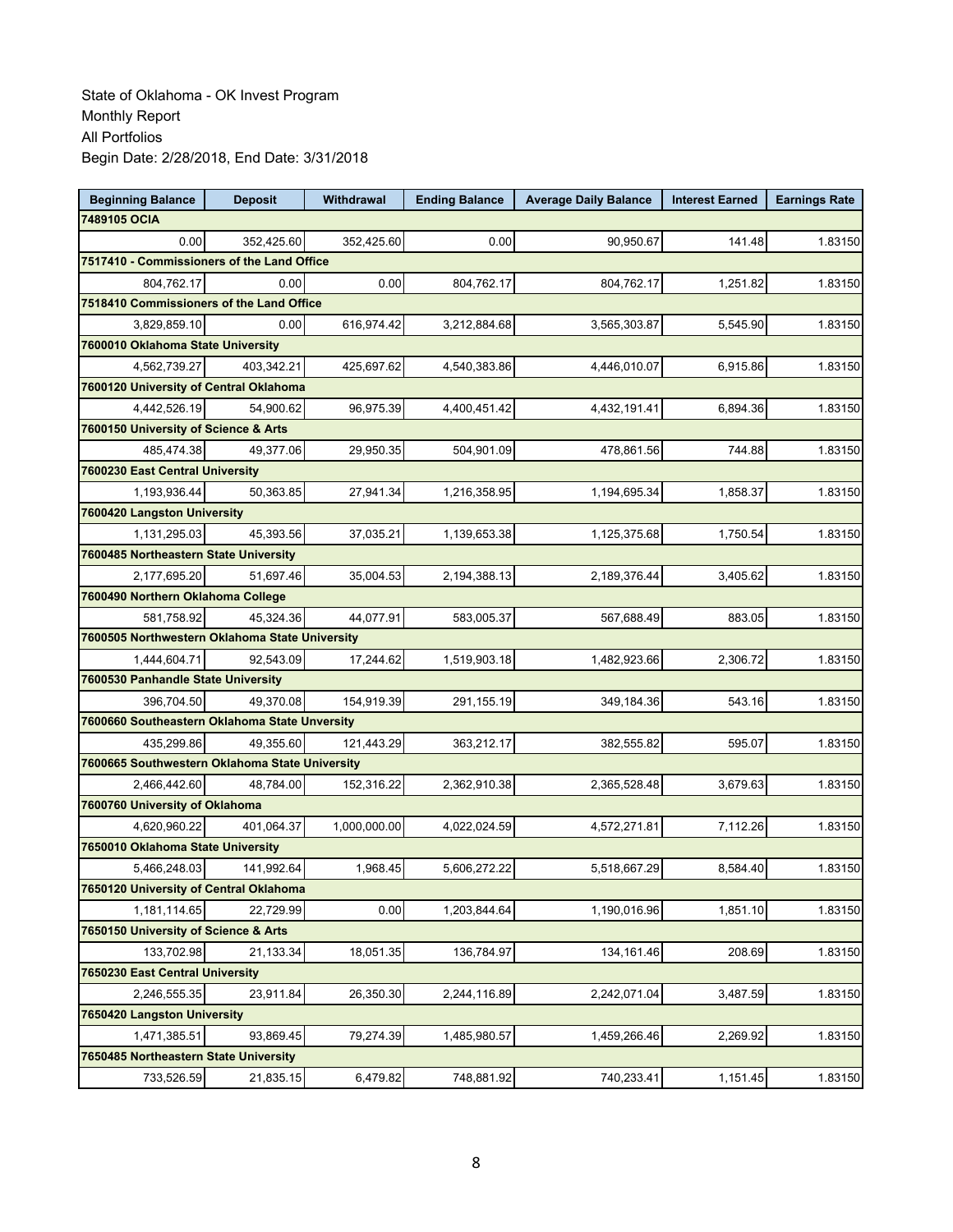State of Oklahoma - OK Invest Program
Monthly Report
All Portfolios
Begin Date: 2/28/2018, End Date: 3/31/2018

| Beginning Balance | Deposit | Withdrawal | Ending Balance | Average Daily Balance | Interest Earned | Earnings Rate |
|---|---|---|---|---|---|---|
| **7489105 OCIA** | | | | | | |
| 0.00 | 352,425.60 | 352,425.60 | 0.00 | 90,950.67 | 141.48 | 1.83150 |
| **7517410 - Commissioners of the Land Office** | | | | | | |
| 804,762.17 | 0.00 | 0.00 | 804,762.17 | 804,762.17 | 1,251.82 | 1.83150 |
| **7518410 Commissioners of the Land Office** | | | | | | |
| 3,829,859.10 | 0.00 | 616,974.42 | 3,212,884.68 | 3,565,303.87 | 5,545.90 | 1.83150 |
| **7600010 Oklahoma State University** | | | | | | |
| 4,562,739.27 | 403,342.21 | 425,697.62 | 4,540,383.86 | 4,446,010.07 | 6,915.86 | 1.83150 |
| **7600120 University of Central Oklahoma** | | | | | | |
| 4,442,526.19 | 54,900.62 | 96,975.39 | 4,400,451.42 | 4,432,191.41 | 6,894.36 | 1.83150 |
| **7600150 University of Science & Arts** | | | | | | |
| 485,474.38 | 49,377.06 | 29,950.35 | 504,901.09 | 478,861.56 | 744.88 | 1.83150 |
| **7600230 East Central University** | | | | | | |
| 1,193,936.44 | 50,363.85 | 27,941.34 | 1,216,358.95 | 1,194,695.34 | 1,858.37 | 1.83150 |
| **7600420 Langston University** | | | | | | |
| 1,131,295.03 | 45,393.56 | 37,035.21 | 1,139,653.38 | 1,125,375.68 | 1,750.54 | 1.83150 |
| **7600485 Northeastern State University** | | | | | | |
| 2,177,695.20 | 51,697.46 | 35,004.53 | 2,194,388.13 | 2,189,376.44 | 3,405.62 | 1.83150 |
| **7600490 Northern Oklahoma College** | | | | | | |
| 581,758.92 | 45,324.36 | 44,077.91 | 583,005.37 | 567,688.49 | 883.05 | 1.83150 |
| **7600505 Northwestern Oklahoma State University** | | | | | | |
| 1,444,604.71 | 92,543.09 | 17,244.62 | 1,519,903.18 | 1,482,923.66 | 2,306.72 | 1.83150 |
| **7600530 Panhandle State University** | | | | | | |
| 396,704.50 | 49,370.08 | 154,919.39 | 291,155.19 | 349,184.36 | 543.16 | 1.83150 |
| **7600660 Southeastern Oklahoma State Unversity** | | | | | | |
| 435,299.86 | 49,355.60 | 121,443.29 | 363,212.17 | 382,555.82 | 595.07 | 1.83150 |
| **7600665 Southwestern Oklahoma State University** | | | | | | |
| 2,466,442.60 | 48,784.00 | 152,316.22 | 2,362,910.38 | 2,365,528.48 | 3,679.63 | 1.83150 |
| **7600760 University of Oklahoma** | | | | | | |
| 4,620,960.22 | 401,064.37 | 1,000,000.00 | 4,022,024.59 | 4,572,271.81 | 7,112.26 | 1.83150 |
| **7650010 Oklahoma State University** | | | | | | |
| 5,466,248.03 | 141,992.64 | 1,968.45 | 5,606,272.22 | 5,518,667.29 | 8,584.40 | 1.83150 |
| **7650120 University of Central Oklahoma** | | | | | | |
| 1,181,114.65 | 22,729.99 | 0.00 | 1,203,844.64 | 1,190,016.96 | 1,851.10 | 1.83150 |
| **7650150 University of Science & Arts** | | | | | | |
| 133,702.98 | 21,133.34 | 18,051.35 | 136,784.97 | 134,161.46 | 208.69 | 1.83150 |
| **7650230 East Central University** | | | | | | |
| 2,246,555.35 | 23,911.84 | 26,350.30 | 2,244,116.89 | 2,242,071.04 | 3,487.59 | 1.83150 |
| **7650420 Langston University** | | | | | | |
| 1,471,385.51 | 93,869.45 | 79,274.39 | 1,485,980.57 | 1,459,266.46 | 2,269.92 | 1.83150 |
| **7650485 Northeastern State University** | | | | | | |
| 733,526.59 | 21,835.15 | 6,479.82 | 748,881.92 | 740,233.41 | 1,151.45 | 1.83150 |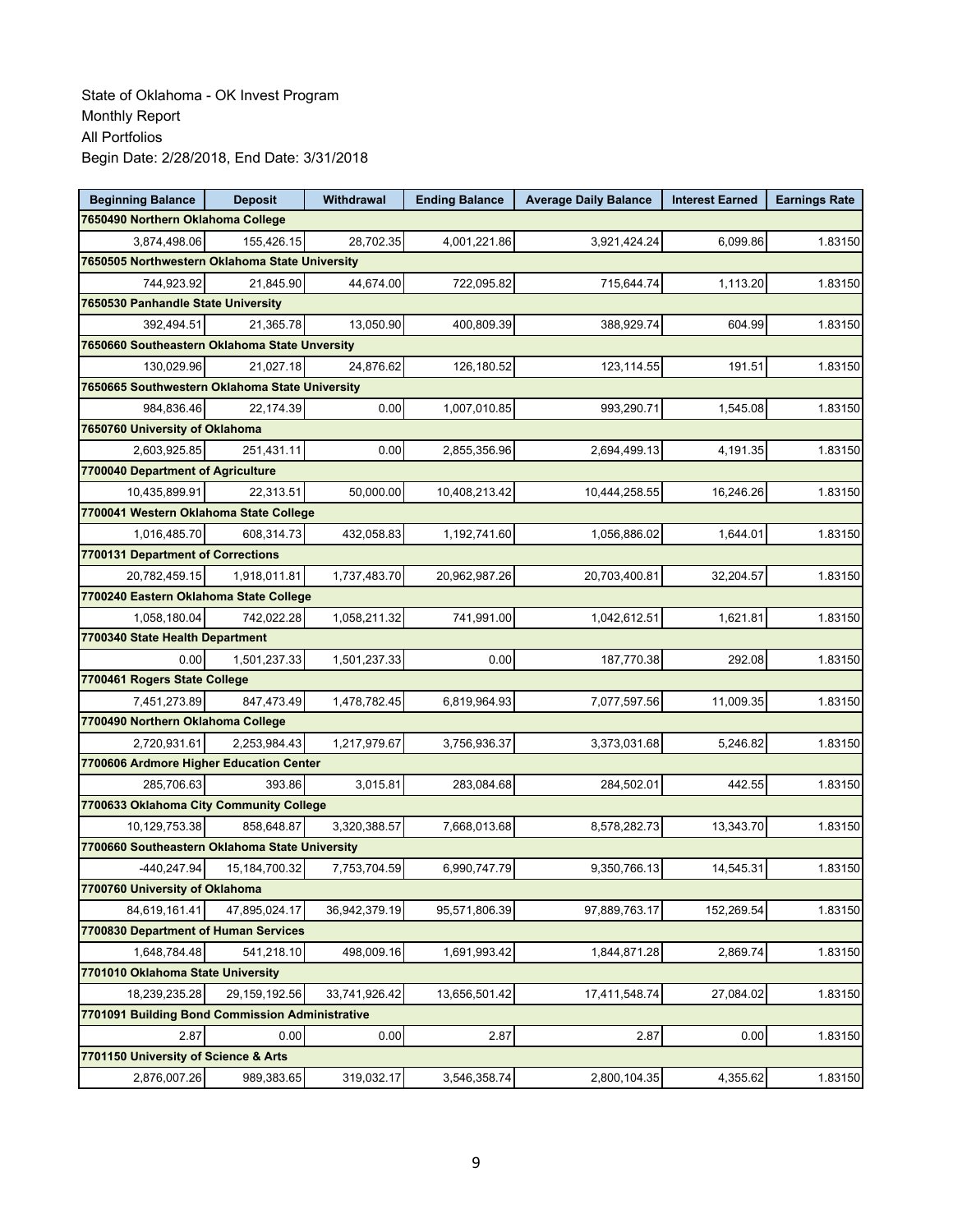State of Oklahoma - OK Invest Program
Monthly Report
All Portfolios
Begin Date: 2/28/2018, End Date: 3/31/2018

| Beginning Balance | Deposit | Withdrawal | Ending Balance | Average Daily Balance | Interest Earned | Earnings Rate |
|---|---|---|---|---|---|---|
| **7650490 Northern Oklahoma College** | | | | | | |
| 3,874,498.06 | 155,426.15 | 28,702.35 | 4,001,221.86 | 3,921,424.24 | 6,099.86 | 1.83150 |
| **7650505 Northwestern Oklahoma State University** | | | | | | |
| 744,923.92 | 21,845.90 | 44,674.00 | 722,095.82 | 715,644.74 | 1,113.20 | 1.83150 |
| **7650530 Panhandle State University** | | | | | | |
| 392,494.51 | 21,365.78 | 13,050.90 | 400,809.39 | 388,929.74 | 604.99 | 1.83150 |
| **7650660 Southeastern Oklahoma State Unversity** | | | | | | |
| 130,029.96 | 21,027.18 | 24,876.62 | 126,180.52 | 123,114.55 | 191.51 | 1.83150 |
| **7650665 Southwestern Oklahoma State University** | | | | | | |
| 984,836.46 | 22,174.39 | 0.00 | 1,007,010.85 | 993,290.71 | 1,545.08 | 1.83150 |
| **7650760 University of Oklahoma** | | | | | | |
| 2,603,925.85 | 251,431.11 | 0.00 | 2,855,356.96 | 2,694,499.13 | 4,191.35 | 1.83150 |
| **7700040 Department of Agriculture** | | | | | | |
| 10,435,899.91 | 22,313.51 | 50,000.00 | 10,408,213.42 | 10,444,258.55 | 16,246.26 | 1.83150 |
| **7700041 Western Oklahoma State College** | | | | | | |
| 1,016,485.70 | 608,314.73 | 432,058.83 | 1,192,741.60 | 1,056,886.02 | 1,644.01 | 1.83150 |
| **7700131 Department of Corrections** | | | | | | |
| 20,782,459.15 | 1,918,011.81 | 1,737,483.70 | 20,962,987.26 | 20,703,400.81 | 32,204.57 | 1.83150 |
| **7700240 Eastern Oklahoma State College** | | | | | | |
| 1,058,180.04 | 742,022.28 | 1,058,211.32 | 741,991.00 | 1,042,612.51 | 1,621.81 | 1.83150 |
| **7700340 State Health Department** | | | | | | |
| 0.00 | 1,501,237.33 | 1,501,237.33 | 0.00 | 187,770.38 | 292.08 | 1.83150 |
| **7700461 Rogers State College** | | | | | | |
| 7,451,273.89 | 847,473.49 | 1,478,782.45 | 6,819,964.93 | 7,077,597.56 | 11,009.35 | 1.83150 |
| **7700490 Northern Oklahoma College** | | | | | | |
| 2,720,931.61 | 2,253,984.43 | 1,217,979.67 | 3,756,936.37 | 3,373,031.68 | 5,246.82 | 1.83150 |
| **7700606 Ardmore Higher Education Center** | | | | | | |
| 285,706.63 | 393.86 | 3,015.81 | 283,084.68 | 284,502.01 | 442.55 | 1.83150 |
| **7700633 Oklahoma City Community College** | | | | | | |
| 10,129,753.38 | 858,648.87 | 3,320,388.57 | 7,668,013.68 | 8,578,282.73 | 13,343.70 | 1.83150 |
| **7700660 Southeastern Oklahoma State University** | | | | | | |
| -440,247.94 | 15,184,700.32 | 7,753,704.59 | 6,990,747.79 | 9,350,766.13 | 14,545.31 | 1.83150 |
| **7700760 University of Oklahoma** | | | | | | |
| 84,619,161.41 | 47,895,024.17 | 36,942,379.19 | 95,571,806.39 | 97,889,763.17 | 152,269.54 | 1.83150 |
| **7700830 Department of Human Services** | | | | | | |
| 1,648,784.48 | 541,218.10 | 498,009.16 | 1,691,993.42 | 1,844,871.28 | 2,869.74 | 1.83150 |
| **7701010 Oklahoma State University** | | | | | | |
| 18,239,235.28 | 29,159,192.56 | 33,741,926.42 | 13,656,501.42 | 17,411,548.74 | 27,084.02 | 1.83150 |
| **7701091 Building Bond Commission Administrative** | | | | | | |
| 2.87 | 0.00 | 0.00 | 2.87 | 2.87 | 0.00 | 1.83150 |
| **7701150 University of Science & Arts** | | | | | | |
| 2,876,007.26 | 989,383.65 | 319,032.17 | 3,546,358.74 | 2,800,104.35 | 4,355.62 | 1.83150 |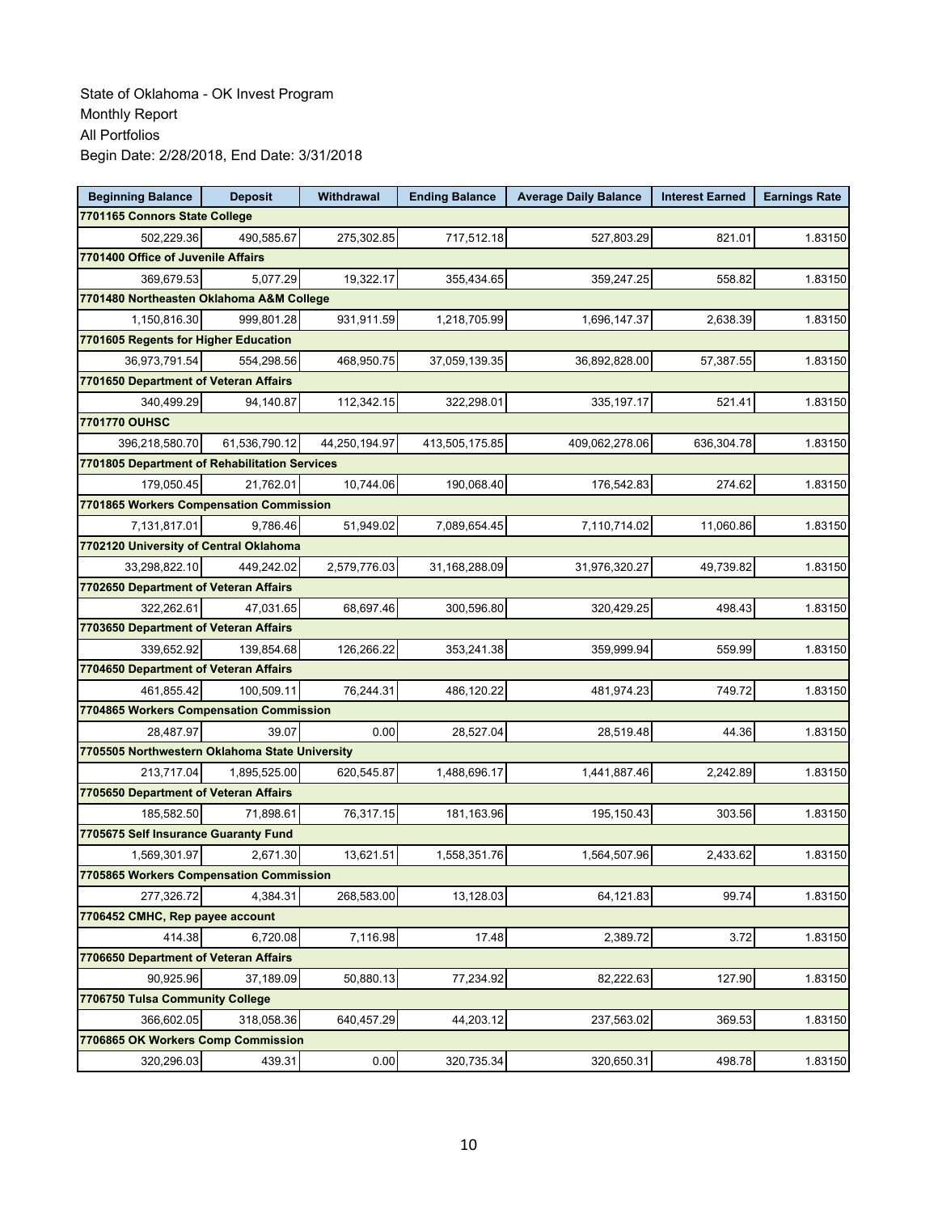State of Oklahoma - OK Invest Program
Monthly Report
All Portfolios
Begin Date: 2/28/2018, End Date: 3/31/2018

| Beginning Balance | Deposit | Withdrawal | Ending Balance | Average Daily Balance | Interest Earned | Earnings Rate |
|---|---|---|---|---|---|---|
| **7701165 Connors State College** | | | | | | |
| 502,229.36 | 490,585.67 | 275,302.85 | 717,512.18 | 527,803.29 | 821.01 | 1.83150 |
| **7701400 Office of Juvenile Affairs** | | | | | | |
| 369,679.53 | 5,077.29 | 19,322.17 | 355,434.65 | 359,247.25 | 558.82 | 1.83150 |
| **7701480 Northeasten Oklahoma A&M College** | | | | | | |
| 1,150,816.30 | 999,801.28 | 931,911.59 | 1,218,705.99 | 1,696,147.37 | 2,638.39 | 1.83150 |
| **7701605 Regents for Higher Education** | | | | | | |
| 36,973,791.54 | 554,298.56 | 468,950.75 | 37,059,139.35 | 36,892,828.00 | 57,387.55 | 1.83150 |
| **7701650 Department of Veteran Affairs** | | | | | | |
| 340,499.29 | 94,140.87 | 112,342.15 | 322,298.01 | 335,197.17 | 521.41 | 1.83150 |
| **7701770 OUHSC** | | | | | | |
| 396,218,580.70 | 61,536,790.12 | 44,250,194.97 | 413,505,175.85 | 409,062,278.06 | 636,304.78 | 1.83150 |
| **7701805 Department of Rehabilitation Services** | | | | | | |
| 179,050.45 | 21,762.01 | 10,744.06 | 190,068.40 | 176,542.83 | 274.62 | 1.83150 |
| **7701865 Workers Compensation Commission** | | | | | | |
| 7,131,817.01 | 9,786.46 | 51,949.02 | 7,089,654.45 | 7,110,714.02 | 11,060.86 | 1.83150 |
| **7702120 University of Central Oklahoma** | | | | | | |
| 33,298,822.10 | 449,242.02 | 2,579,776.03 | 31,168,288.09 | 31,976,320.27 | 49,739.82 | 1.83150 |
| **7702650 Department of Veteran Affairs** | | | | | | |
| 322,262.61 | 47,031.65 | 68,697.46 | 300,596.80 | 320,429.25 | 498.43 | 1.83150 |
| **7703650 Department of Veteran Affairs** | | | | | | |
| 339,652.92 | 139,854.68 | 126,266.22 | 353,241.38 | 359,999.94 | 559.99 | 1.83150 |
| **7704650 Department of Veteran Affairs** | | | | | | |
| 461,855.42 | 100,509.11 | 76,244.31 | 486,120.22 | 481,974.23 | 749.72 | 1.83150 |
| **7704865 Workers Compensation Commission** | | | | | | |
| 28,487.97 | 39.07 | 0.00 | 28,527.04 | 28,519.48 | 44.36 | 1.83150 |
| **7705505 Northwestern Oklahoma State University** | | | | | | |
| 213,717.04 | 1,895,525.00 | 620,545.87 | 1,488,696.17 | 1,441,887.46 | 2,242.89 | 1.83150 |
| **7705650 Department of Veteran Affairs** | | | | | | |
| 185,582.50 | 71,898.61 | 76,317.15 | 181,163.96 | 195,150.43 | 303.56 | 1.83150 |
| **7705675 Self Insurance Guaranty Fund** | | | | | | |
| 1,569,301.97 | 2,671.30 | 13,621.51 | 1,558,351.76 | 1,564,507.96 | 2,433.62 | 1.83150 |
| **7705865 Workers Compensation Commission** | | | | | | |
| 277,326.72 | 4,384.31 | 268,583.00 | 13,128.03 | 64,121.83 | 99.74 | 1.83150 |
| **7706452 CMHC, Rep payee account** | | | | | | |
| 414.38 | 6,720.08 | 7,116.98 | 17.48 | 2,389.72 | 3.72 | 1.83150 |
| **7706650 Department of Veteran Affairs** | | | | | | |
| 90,925.96 | 37,189.09 | 50,880.13 | 77,234.92 | 82,222.63 | 127.90 | 1.83150 |
| **7706750 Tulsa Community College** | | | | | | |
| 366,602.05 | 318,058.36 | 640,457.29 | 44,203.12 | 237,563.02 | 369.53 | 1.83150 |
| **7706865 OK Workers Comp Commission** | | | | | | |
| 320,296.03 | 439.31 | 0.00 | 320,735.34 | 320,650.31 | 498.78 | 1.83150 |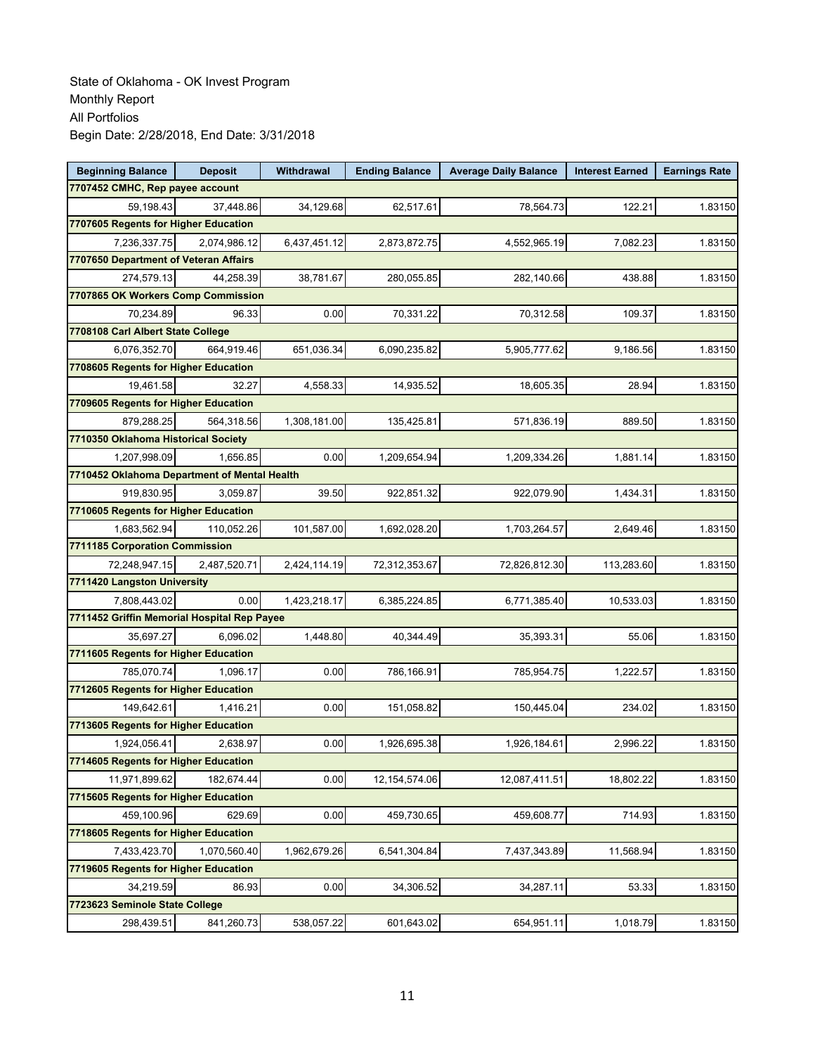State of Oklahoma - OK Invest Program
Monthly Report
All Portfolios
Begin Date: 2/28/2018, End Date: 3/31/2018

| Beginning Balance | Deposit | Withdrawal | Ending Balance | Average Daily Balance | Interest Earned | Earnings Rate |
|---|---|---|---|---|---|---|
| **7707452 CMHC, Rep payee account** | | | | | | |
| 59,198.43 | 37,448.86 | 34,129.68 | 62,517.61 | 78,564.73 | 122.21 | 1.83150 |
| **7707605 Regents for Higher Education** | | | | | | |
| 7,236,337.75 | 2,074,986.12 | 6,437,451.12 | 2,873,872.75 | 4,552,965.19 | 7,082.23 | 1.83150 |
| **7707650 Department of Veteran Affairs** | | | | | | |
| 274,579.13 | 44,258.39 | 38,781.67 | 280,055.85 | 282,140.66 | 438.88 | 1.83150 |
| **7707865 OK Workers Comp Commission** | | | | | | |
| 70,234.89 | 96.33 | 0.00 | 70,331.22 | 70,312.58 | 109.37 | 1.83150 |
| **7708108 Carl Albert State College** | | | | | | |
| 6,076,352.70 | 664,919.46 | 651,036.34 | 6,090,235.82 | 5,905,777.62 | 9,186.56 | 1.83150 |
| **7708605 Regents for Higher Education** | | | | | | |
| 19,461.58 | 32.27 | 4,558.33 | 14,935.52 | 18,605.35 | 28.94 | 1.83150 |
| **7709605 Regents for Higher Education** | | | | | | |
| 879,288.25 | 564,318.56 | 1,308,181.00 | 135,425.81 | 571,836.19 | 889.50 | 1.83150 |
| **7710350 Oklahoma Historical Society** | | | | | | |
| 1,207,998.09 | 1,656.85 | 0.00 | 1,209,654.94 | 1,209,334.26 | 1,881.14 | 1.83150 |
| **7710452 Oklahoma Department of Mental Health** | | | | | | |
| 919,830.95 | 3,059.87 | 39.50 | 922,851.32 | 922,079.90 | 1,434.31 | 1.83150 |
| **7710605 Regents for Higher Education** | | | | | | |
| 1,683,562.94 | 110,052.26 | 101,587.00 | 1,692,028.20 | 1,703,264.57 | 2,649.46 | 1.83150 |
| **7711185 Corporation Commission** | | | | | | |
| 72,248,947.15 | 2,487,520.71 | 2,424,114.19 | 72,312,353.67 | 72,826,812.30 | 113,283.60 | 1.83150 |
| **7711420 Langston University** | | | | | | |
| 7,808,443.02 | 0.00 | 1,423,218.17 | 6,385,224.85 | 6,771,385.40 | 10,533.03 | 1.83150 |
| **7711452 Griffin Memorial Hospital Rep Payee** | | | | | | |
| 35,697.27 | 6,096.02 | 1,448.80 | 40,344.49 | 35,393.31 | 55.06 | 1.83150 |
| **7711605 Regents for Higher Education** | | | | | | |
| 785,070.74 | 1,096.17 | 0.00 | 786,166.91 | 785,954.75 | 1,222.57 | 1.83150 |
| **7712605 Regents for Higher Education** | | | | | | |
| 149,642.61 | 1,416.21 | 0.00 | 151,058.82 | 150,445.04 | 234.02 | 1.83150 |
| **7713605 Regents for Higher Education** | | | | | | |
| 1,924,056.41 | 2,638.97 | 0.00 | 1,926,695.38 | 1,926,184.61 | 2,996.22 | 1.83150 |
| **7714605 Regents for Higher Education** | | | | | | |
| 11,971,899.62 | 182,674.44 | 0.00 | 12,154,574.06 | 12,087,411.51 | 18,802.22 | 1.83150 |
| **7715605 Regents for Higher Education** | | | | | | |
| 459,100.96 | 629.69 | 0.00 | 459,730.65 | 459,608.77 | 714.93 | 1.83150 |
| **7718605 Regents for Higher Education** | | | | | | |
| 7,433,423.70 | 1,070,560.40 | 1,962,679.26 | 6,541,304.84 | 7,437,343.89 | 11,568.94 | 1.83150 |
| **7719605 Regents for Higher Education** | | | | | | |
| 34,219.59 | 86.93 | 0.00 | 34,306.52 | 34,287.11 | 53.33 | 1.83150 |
| **7723623 Seminole State College** | | | | | | |
| 298,439.51 | 841,260.73 | 538,057.22 | 601,643.02 | 654,951.11 | 1,018.79 | 1.83150 |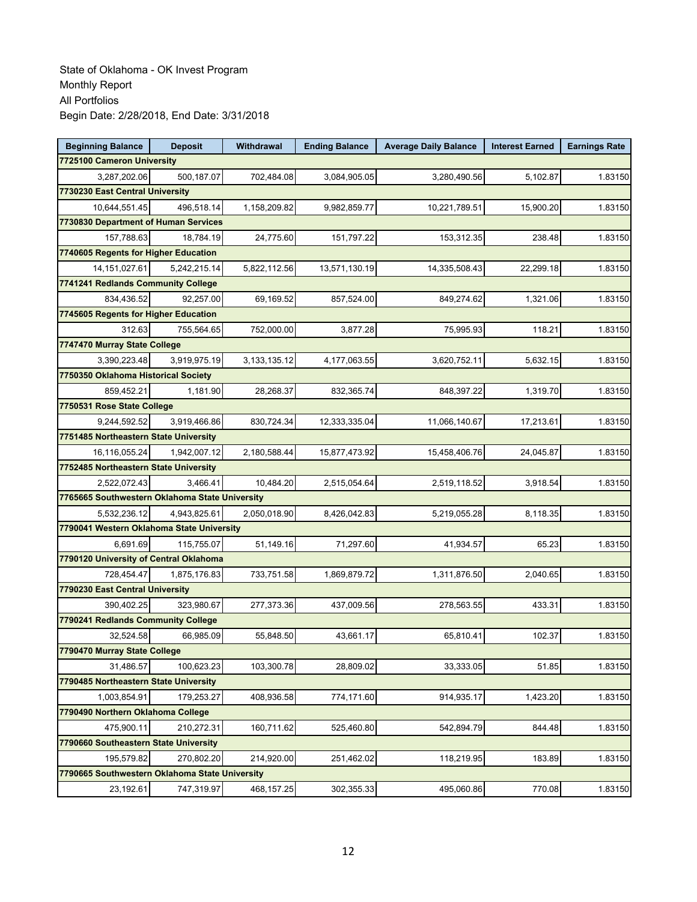State of Oklahoma - OK Invest Program
Monthly Report
All Portfolios
Begin Date: 2/28/2018, End Date: 3/31/2018

| Beginning Balance | Deposit | Withdrawal | Ending Balance | Average Daily Balance | Interest Earned | Earnings Rate |
|---|---|---|---|---|---|---|
| **7725100 Cameron University** | | | | | | |
| 3,287,202.06 | 500,187.07 | 702,484.08 | 3,084,905.05 | 3,280,490.56 | 5,102.87 | 1.83150 |
| **7730230 East Central University** | | | | | | |
| 10,644,551.45 | 496,518.14 | 1,158,209.82 | 9,982,859.77 | 10,221,789.51 | 15,900.20 | 1.83150 |
| **7730830 Department of Human Services** | | | | | | |
| 157,788.63 | 18,784.19 | 24,775.60 | 151,797.22 | 153,312.35 | 238.48 | 1.83150 |
| **7740605 Regents for Higher Education** | | | | | | |
| 14,151,027.61 | 5,242,215.14 | 5,822,112.56 | 13,571,130.19 | 14,335,508.43 | 22,299.18 | 1.83150 |
| **7741241 Redlands Community College** | | | | | | |
| 834,436.52 | 92,257.00 | 69,169.52 | 857,524.00 | 849,274.62 | 1,321.06 | 1.83150 |
| **7745605 Regents for Higher Education** | | | | | | |
| 312.63 | 755,564.65 | 752,000.00 | 3,877.28 | 75,995.93 | 118.21 | 1.83150 |
| **7747470 Murray State College** | | | | | | |
| 3,390,223.48 | 3,919,975.19 | 3,133,135.12 | 4,177,063.55 | 3,620,752.11 | 5,632.15 | 1.83150 |
| **7750350 Oklahoma Historical Society** | | | | | | |
| 859,452.21 | 1,181.90 | 28,268.37 | 832,365.74 | 848,397.22 | 1,319.70 | 1.83150 |
| **7750531 Rose State College** | | | | | | |
| 9,244,592.52 | 3,919,466.86 | 830,724.34 | 12,333,335.04 | 11,066,140.67 | 17,213.61 | 1.83150 |
| **7751485 Northeastern State University** | | | | | | |
| 16,116,055.24 | 1,942,007.12 | 2,180,588.44 | 15,877,473.92 | 15,458,406.76 | 24,045.87 | 1.83150 |
| **7752485 Northeastern State University** | | | | | | |
| 2,522,072.43 | 3,466.41 | 10,484.20 | 2,515,054.64 | 2,519,118.52 | 3,918.54 | 1.83150 |
| **7765665 Southwestern Oklahoma State University** | | | | | | |
| 5,532,236.12 | 4,943,825.61 | 2,050,018.90 | 8,426,042.83 | 5,219,055.28 | 8,118.35 | 1.83150 |
| **7790041 Western Oklahoma State University** | | | | | | |
| 6,691.69 | 115,755.07 | 51,149.16 | 71,297.60 | 41,934.57 | 65.23 | 1.83150 |
| **7790120 University of Central Oklahoma** | | | | | | |
| 728,454.47 | 1,875,176.83 | 733,751.58 | 1,869,879.72 | 1,311,876.50 | 2,040.65 | 1.83150 |
| **7790230 East Central University** | | | | | | |
| 390,402.25 | 323,980.67 | 277,373.36 | 437,009.56 | 278,563.55 | 433.31 | 1.83150 |
| **7790241 Redlands Community College** | | | | | | |
| 32,524.58 | 66,985.09 | 55,848.50 | 43,661.17 | 65,810.41 | 102.37 | 1.83150 |
| **7790470 Murray State College** | | | | | | |
| 31,486.57 | 100,623.23 | 103,300.78 | 28,809.02 | 33,333.05 | 51.85 | 1.83150 |
| **7790485 Northeastern State University** | | | | | | |
| 1,003,854.91 | 179,253.27 | 408,936.58 | 774,171.60 | 914,935.17 | 1,423.20 | 1.83150 |
| **7790490 Northern Oklahoma College** | | | | | | |
| 475,900.11 | 210,272.31 | 160,711.62 | 525,460.80 | 542,894.79 | 844.48 | 1.83150 |
| **7790660 Southeastern State University** | | | | | | |
| 195,579.82 | 270,802.20 | 214,920.00 | 251,462.02 | 118,219.95 | 183.89 | 1.83150 |
| **7790665 Southwestern Oklahoma State University** | | | | | | |
| 23,192.61 | 747,319.97 | 468,157.25 | 302,355.33 | 495,060.86 | 770.08 | 1.83150 |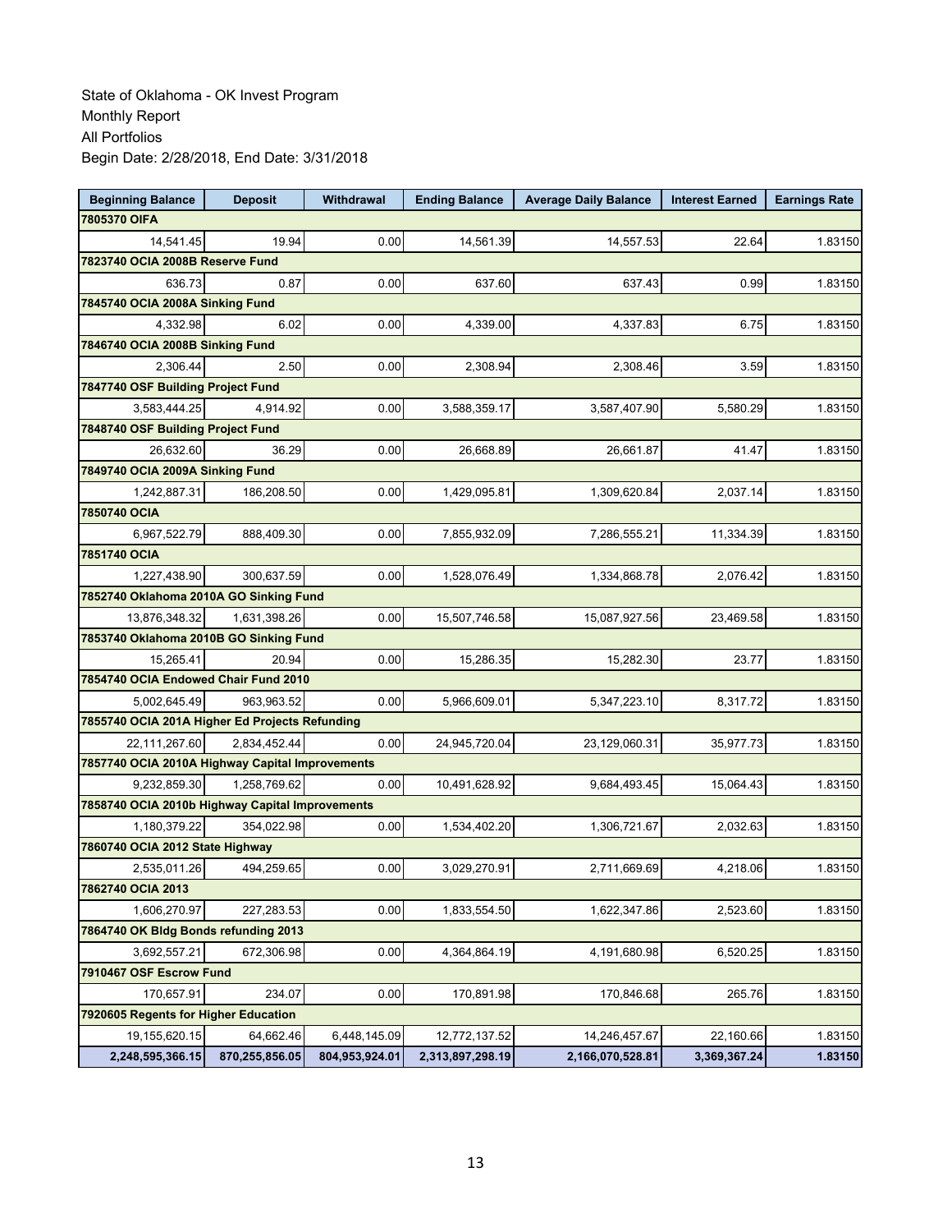State of Oklahoma - OK Invest Program
Monthly Report
All Portfolios
Begin Date: 2/28/2018, End Date: 3/31/2018

| Beginning Balance | Deposit | Withdrawal | Ending Balance | Average Daily Balance | Interest Earned | Earnings Rate |
|---|---|---|---|---|---|---|
| **7805370 OIFA** | | | | | | |
| 14,541.45 | 19.94 | 0.00 | 14,561.39 | 14,557.53 | 22.64 | 1.83150 |
| **7823740 OCIA 2008B Reserve Fund** | | | | | | |
| 636.73 | 0.87 | 0.00 | 637.60 | 637.43 | 0.99 | 1.83150 |
| **7845740 OCIA 2008A Sinking Fund** | | | | | | |
| 4,332.98 | 6.02 | 0.00 | 4,339.00 | 4,337.83 | 6.75 | 1.83150 |
| **7846740 OCIA 2008B Sinking Fund** | | | | | | |
| 2,306.44 | 2.50 | 0.00 | 2,308.94 | 2,308.46 | 3.59 | 1.83150 |
| **7847740 OSF Building Project Fund** | | | | | | |
| 3,583,444.25 | 4,914.92 | 0.00 | 3,588,359.17 | 3,587,407.90 | 5,580.29 | 1.83150 |
| **7848740 OSF Building Project Fund** | | | | | | |
| 26,632.60 | 36.29 | 0.00 | 26,668.89 | 26,661.87 | 41.47 | 1.83150 |
| **7849740 OCIA 2009A Sinking Fund** | | | | | | |
| 1,242,887.31 | 186,208.50 | 0.00 | 1,429,095.81 | 1,309,620.84 | 2,037.14 | 1.83150 |
| **7850740 OCIA** | | | | | | |
| 6,967,522.79 | 888,409.30 | 0.00 | 7,855,932.09 | 7,286,555.21 | 11,334.39 | 1.83150 |
| **7851740 OCIA** | | | | | | |
| 1,227,438.90 | 300,637.59 | 0.00 | 1,528,076.49 | 1,334,868.78 | 2,076.42 | 1.83150 |
| **7852740 Oklahoma 2010A GO Sinking Fund** | | | | | | |
| 13,876,348.32 | 1,631,398.26 | 0.00 | 15,507,746.58 | 15,087,927.56 | 23,469.58 | 1.83150 |
| **7853740 Oklahoma 2010B GO Sinking Fund** | | | | | | |
| 15,265.41 | 20.94 | 0.00 | 15,286.35 | 15,282.30 | 23.77 | 1.83150 |
| **7854740 OCIA Endowed Chair Fund 2010** | | | | | | |
| 5,002,645.49 | 963,963.52 | 0.00 | 5,966,609.01 | 5,347,223.10 | 8,317.72 | 1.83150 |
| **7855740 OCIA 201A Higher Ed Projects Refunding** | | | | | | |
| 22,111,267.60 | 2,834,452.44 | 0.00 | 24,945,720.04 | 23,129,060.31 | 35,977.73 | 1.83150 |
| **7857740 OCIA 2010A Highway Capital Improvements** | | | | | | |
| 9,232,859.30 | 1,258,769.62 | 0.00 | 10,491,628.92 | 9,684,493.45 | 15,064.43 | 1.83150 |
| **7858740 OCIA 2010b Highway Capital Improvements** | | | | | | |
| 1,180,379.22 | 354,022.98 | 0.00 | 1,534,402.20 | 1,306,721.67 | 2,032.63 | 1.83150 |
| **7860740 OCIA 2012 State Highway** | | | | | | |
| 2,535,011.26 | 494,259.65 | 0.00 | 3,029,270.91 | 2,711,669.69 | 4,218.06 | 1.83150 |
| **7862740 OCIA 2013** | | | | | | |
| 1,606,270.97 | 227,283.53 | 0.00 | 1,833,554.50 | 1,622,347.86 | 2,523.60 | 1.83150 |
| **7864740 OK Bldg Bonds refunding 2013** | | | | | | |
| 3,692,557.21 | 672,306.98 | 0.00 | 4,364,864.19 | 4,191,680.98 | 6,520.25 | 1.83150 |
| **7910467 OSF Escrow Fund** | | | | | | |
| 170,657.91 | 234.07 | 0.00 | 170,891.98 | 170,846.68 | 265.76 | 1.83150 |
| **7920605 Regents for Higher Education** | | | | | | |
| 19,155,620.15 | 64,662.46 | 6,448,145.09 | 12,772,137.52 | 14,246,457.67 | 22,160.66 | 1.83150 |
| **2,248,595,366.15** | **870,255,856.05** | **804,953,924.01** | **2,313,897,298.19** | **2,166,070,528.81** | **3,369,367.24** | **1.83150** |